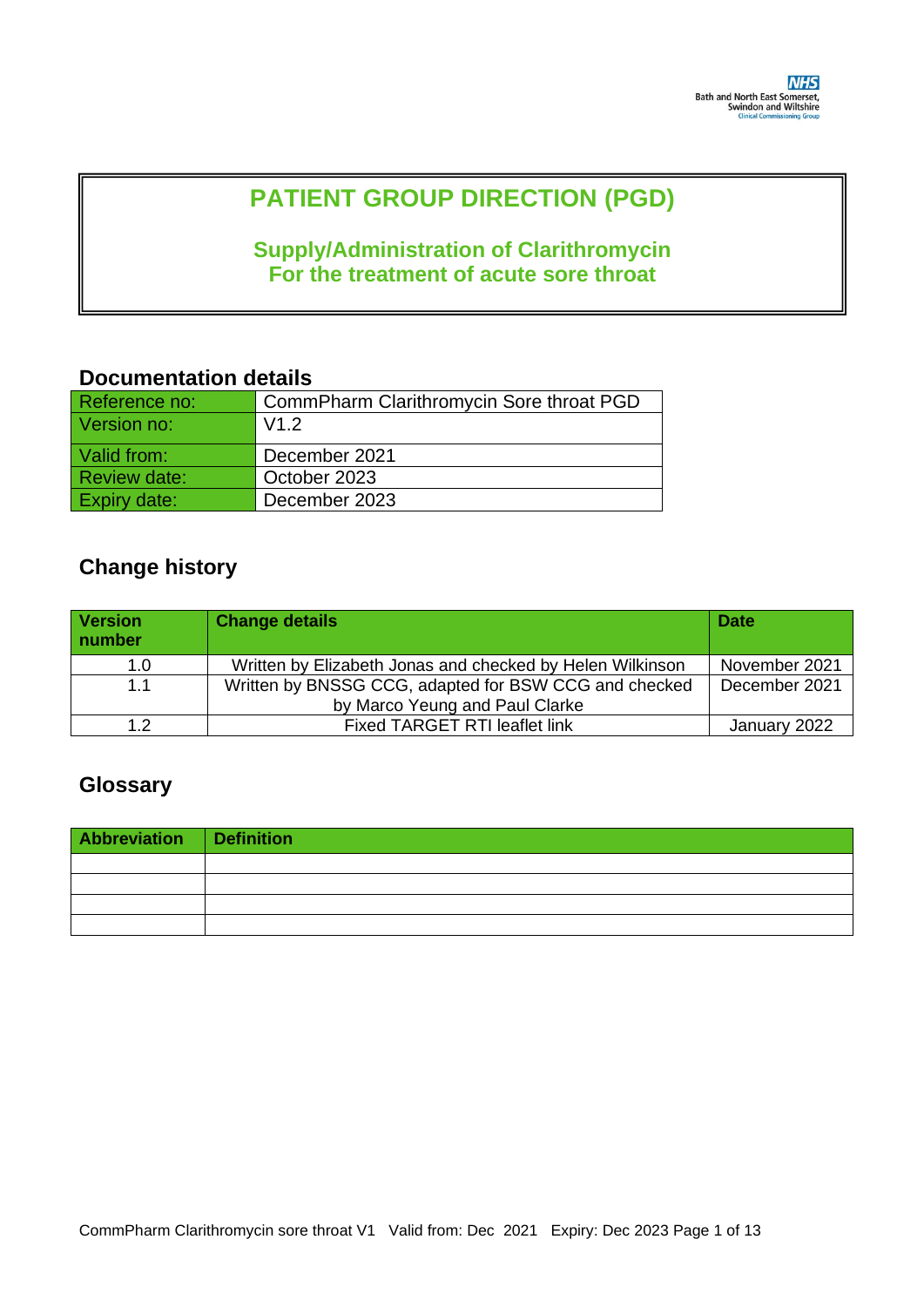NHS
Bath and North East Somerset, Swindon and Wiltshire
Clinical Commissioning Group

# PATIENT GROUP DIRECTION (PGD)

## Supply/Administration of Clarithromycin For the treatment of acute sore throat

## Documentation details

| Reference no: | CommPharm Clarithromycin Sore throat PGD |
|---|---|
| Version no: | V1.2 |
| Valid from: | December 2021 |
| Review date: | October 2023 |
| Expiry date: | December 2023 |

## Change history

| Version number | Change details | Date |
|---|---|---|
| 1.0 | Written by Elizabeth Jonas and checked by Helen Wilkinson | November 2021 |
| 1.1 | Written by BNSSG CCG, adapted for BSW CCG and checked by Marco Yeung and Paul Clarke | December 2021 |
| 1.2 | Fixed TARGET RTI leaflet link | January 2022 |

## Glossary

| Abbreviation | Definition |
|---|---|
| | |
| | |
| | |
| | |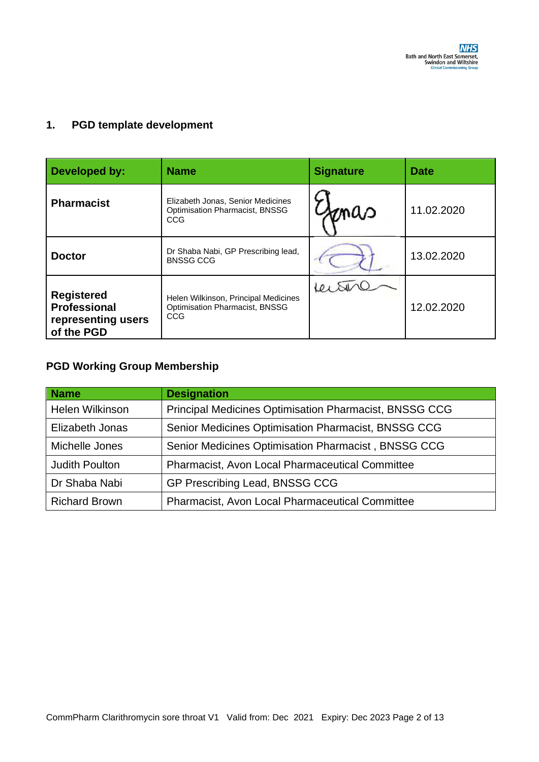## 1. PGD template development

| Developed by: | Name | Signature | Date |
| --- | --- | --- | --- |
| **Pharmacist** | Elizabeth Jonas, Senior Medicines Optimisation Pharmacist, BNSSG CCG | EJonas | 11.02.2020 |
| **Doctor** | Dr Shaba Nabi, GP Prescribing lead, BNSSG CCG | | 13.02.2020 |
| **Registered Professional representing users of the PGD** | Helen Wilkinson, Principal Medicines Optimisation Pharmacist, BNSSG CCG | | 12.02.2020 |

### PGD Working Group Membership

| Name | Designation |
| --- | --- |
| Helen Wilkinson | Principal Medicines Optimisation Pharmacist, BNSSG CCG |
| Elizabeth Jonas | Senior Medicines Optimisation Pharmacist, BNSSG CCG |
| Michelle Jones | Senior Medicines Optimisation Pharmacist , BNSSG CCG |
| Judith Poulton | Pharmacist, Avon Local Pharmaceutical Committee |
| Dr Shaba Nabi | GP Prescribing Lead, BNSSG CCG |
| Richard Brown | Pharmacist, Avon Local Pharmaceutical Committee |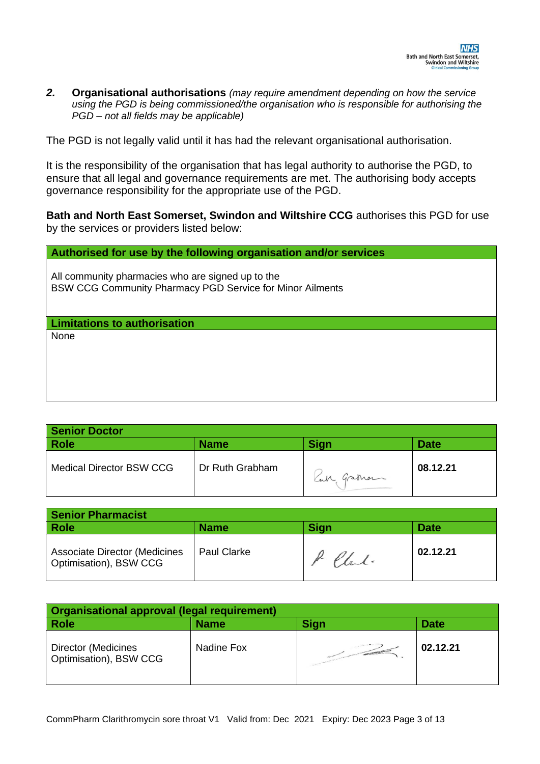## 2. Organisational authorisations *(may require amendment depending on how the service using the PGD is being commissioned/the organisation who is responsible for authorising the PGD – not all fields may be applicable)*

The PGD is not legally valid until it has had the relevant organisational authorisation.

It is the responsibility of the organisation that has legal authority to authorise the PGD, to ensure that all legal and governance requirements are met. The authorising body accepts governance responsibility for the appropriate use of the PGD.

**Bath and North East Somerset, Swindon and Wiltshire CCG** authorises this PGD for use by the services or providers listed below:

| **Authorised for use by the following organisation and/or services** |
|---|
| All community pharmacies who are signed up to the BSW CCG Community Pharmacy PGD Service for Minor Ailments |
| **Limitations to authorisation** |
| None |

| **Senior Doctor** | | | |
|---|---|---|---|
| **Role** | **Name** | **Sign** | **Date** |
| Medical Director BSW CCG | Dr Ruth Grabham | Ruth Grabham | **08.12.21** |

| **Senior Pharmacist** | | | |
|---|---|---|---|
| **Role** | **Name** | **Sign** | **Date** |
| Associate Director (Medicines Optimisation), BSW CCG | Paul Clarke | P Clarke | **02.12.21** |

| **Organisational approval (legal requirement)** | | | |
|---|---|---|---|
| **Role** | **Name** | **Sign** | **Date** |
| Director (Medicines Optimisation), BSW CCG | Nadine Fox | | **02.12.21** |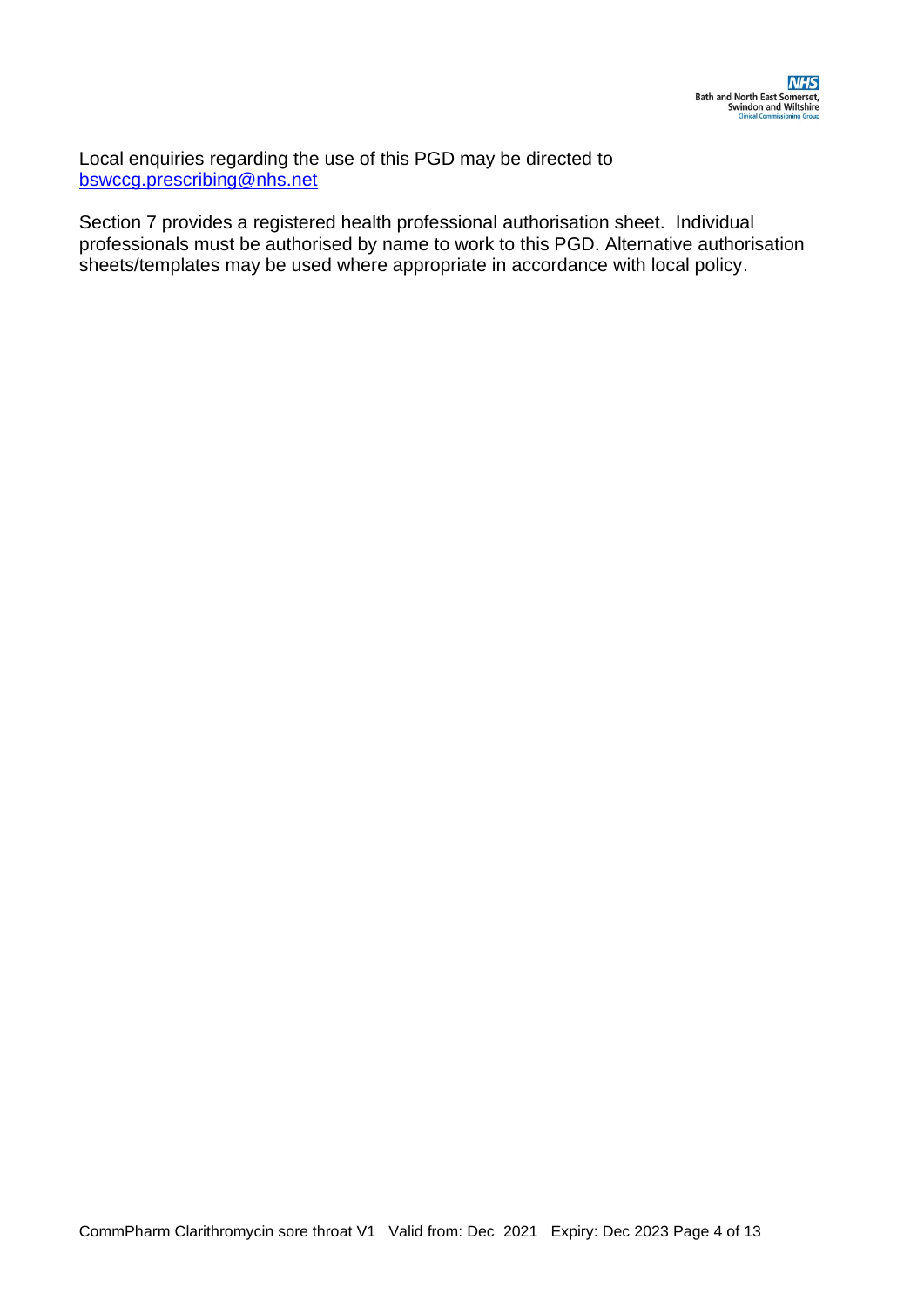Local enquiries regarding the use of this PGD may be directed to [bswccg.prescribing@nhs.net](mailto:bswccg.prescribing@nhs.net)

Section 7 provides a registered health professional authorisation sheet. Individual professionals must be authorised by name to work to this PGD. Alternative authorisation sheets/templates may be used where appropriate in accordance with local policy.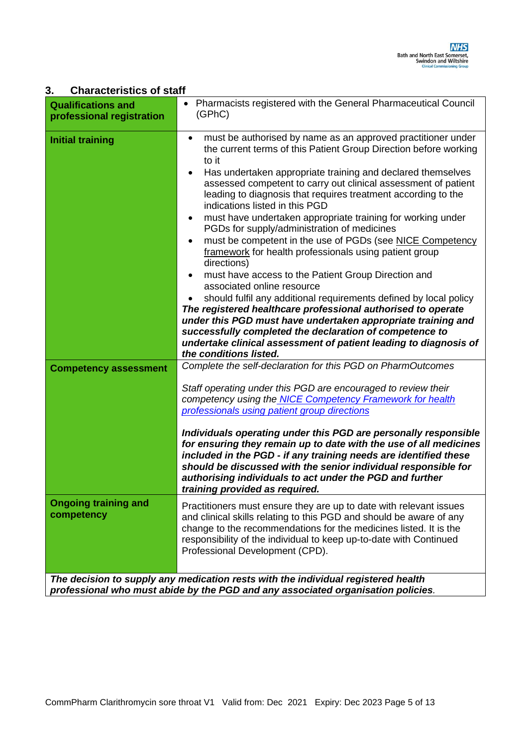## 3. Characteristics of staff

| | |
|---|---|
| **Qualifications and professional registration** | • Pharmacists registered with the General Pharmaceutical Council (GPhC) |
| **Initial training** | • must be authorised by name as an approved practitioner under the current terms of this Patient Group Direction before working to it<br>• Has undertaken appropriate training and declared themselves assessed competent to carry out clinical assessment of patient leading to diagnosis that requires treatment according to the indications listed in this PGD<br>• must have undertaken appropriate training for working under PGDs for supply/administration of medicines<br>• must be competent in the use of PGDs (see NICE Competency framework for health professionals using patient group directions)<br>• must have access to the Patient Group Direction and associated online resource<br>• should fulfil any additional requirements defined by local policy<br>***The registered healthcare professional authorised to operate under this PGD must have undertaken appropriate training and successfully completed the declaration of competence to undertake clinical assessment of patient leading to diagnosis of the conditions listed.*** |
| **Competency assessment** | *Complete the self-declaration for this PGD on PharmOutcomes*<br><br>*Staff operating under this PGD are encouraged to review their competency using the NICE Competency Framework for health professionals using patient group directions*<br><br>***Individuals operating under this PGD are personally responsible for ensuring they remain up to date with the use of all medicines included in the PGD - if any training needs are identified these should be discussed with the senior individual responsible for authorising individuals to act under the PGD and further training provided as required.*** |
| **Ongoing training and competency** | Practitioners must ensure they are up to date with relevant issues and clinical skills relating to this PGD and should be aware of any change to the recommendations for the medicines listed. It is the responsibility of the individual to keep up-to-date with Continued Professional Development (CPD). |
| ***The decision to supply any medication rests with the individual registered health professional who must abide by the PGD and any associated organisation policies.*** | |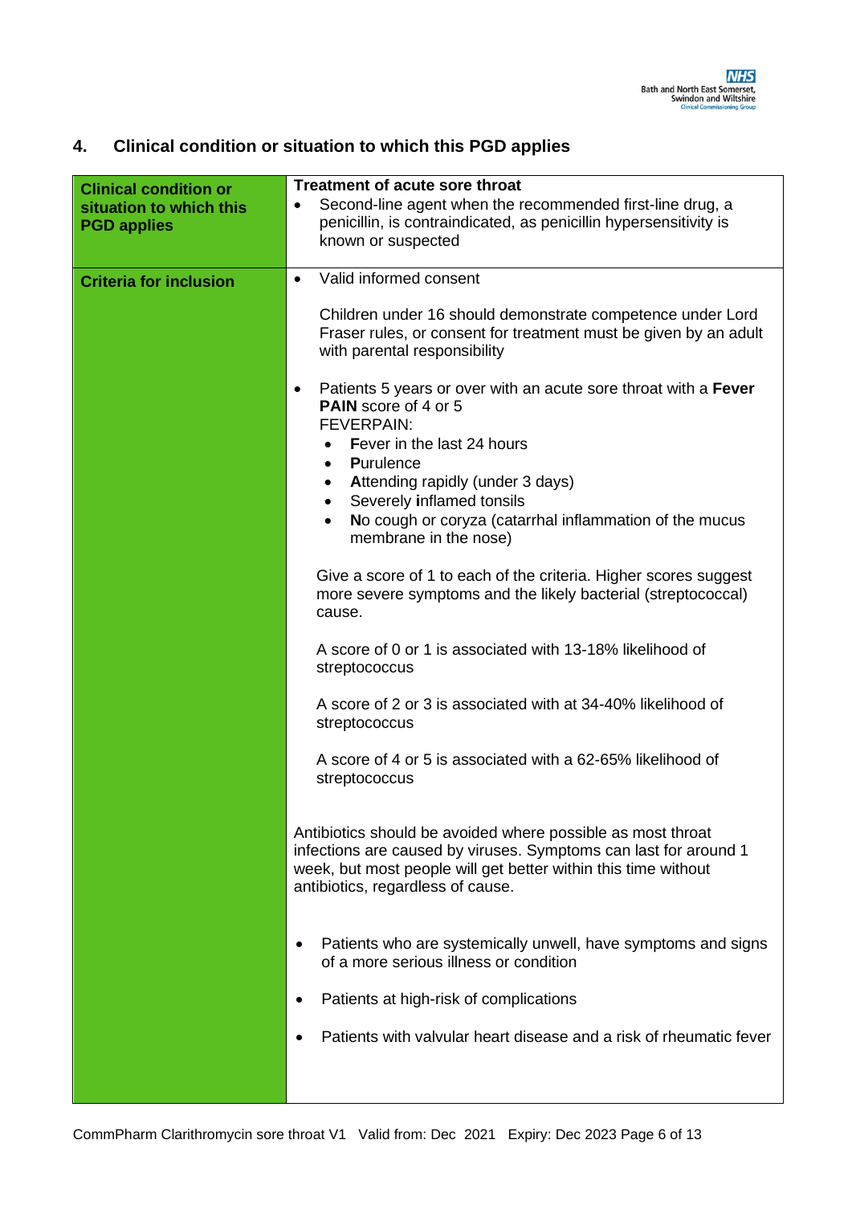## 4. Clinical condition or situation to which this PGD applies

| | |
|---|---|
| **Clinical condition or situation to which this PGD applies** | **Treatment of acute sore throat**<br>• Second-line agent when the recommended first-line drug, a penicillin, is contraindicated, as penicillin hypersensitivity is known or suspected |
| **Criteria for inclusion** | • Valid informed consent<br><br>Children under 16 should demonstrate competence under Lord Fraser rules, or consent for treatment must be given by an adult with parental responsibility<br><br>• Patients 5 years or over with an acute sore throat with a **Fever PAIN** score of 4 or 5<br>FEVERPAIN:<br>  • **F**ever in the last 24 hours<br>  • **P**urulence<br>  • **A**ttending rapidly (under 3 days)<br>  • Severely **i**nflamed tonsils<br>  • **N**o cough or coryza (catarrhal inflammation of the mucus membrane in the nose)<br><br>Give a score of 1 to each of the criteria. Higher scores suggest more severe symptoms and the likely bacterial (streptococcal) cause.<br><br>A score of 0 or 1 is associated with 13-18% likelihood of streptococcus<br><br>A score of 2 or 3 is associated with at 34-40% likelihood of streptococcus<br><br>A score of 4 or 5 is associated with a 62-65% likelihood of streptococcus<br><br>Antibiotics should be avoided where possible as most throat infections are caused by viruses. Symptoms can last for around 1 week, but most people will get better within this time without antibiotics, regardless of cause.<br><br>• Patients who are systemically unwell, have symptoms and signs of a more serious illness or condition<br><br>• Patients at high-risk of complications<br><br>• Patients with valvular heart disease and a risk of rheumatic fever |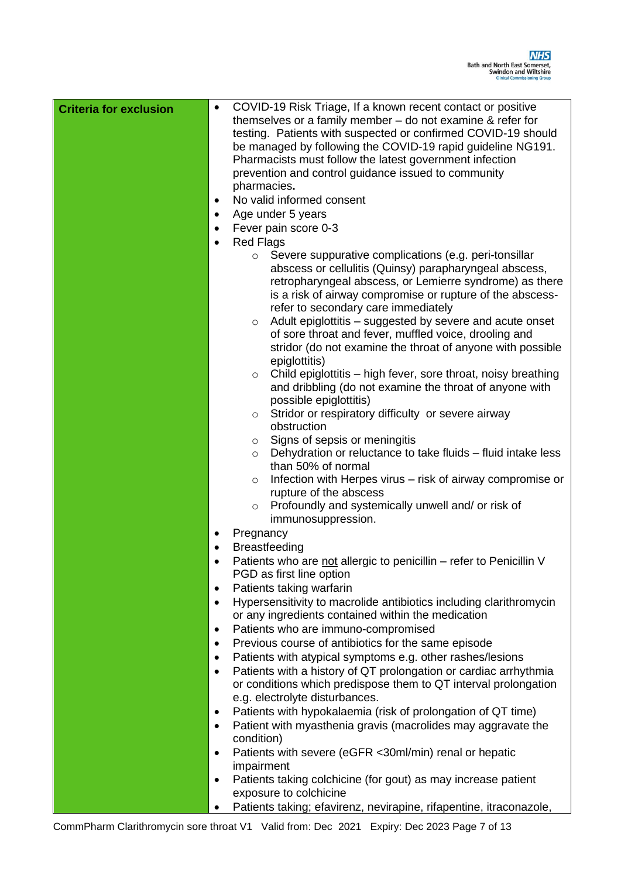| **Criteria for exclusion** | <ul><li>COVID-19 Risk Triage, If a known recent contact or positive themselves or a family member – do not examine & refer for testing. Patients with suspected or confirmed COVID-19 should be managed by following the COVID-19 rapid guideline NG191. Pharmacists must follow the latest government infection prevention and control guidance issued to community pharmacies.</li><li>No valid informed consent</li><li>Age under 5 years</li><li>Fever pain score 0-3</li><li>Red Flags<ul><li>Severe suppurative complications (e.g. peri-tonsillar abscess or cellulitis (Quinsy) parapharyngeal abscess, retropharyngeal abscess, or Lemierre syndrome) as there is a risk of airway compromise or rupture of the abscess- refer to secondary care immediately</li><li>Adult epiglottitis – suggested by severe and acute onset of sore throat and fever, muffled voice, drooling and stridor (do not examine the throat of anyone with possible epiglottitis)</li><li>Child epiglottitis – high fever, sore throat, noisy breathing and dribbling (do not examine the throat of anyone with possible epiglottitis)</li><li>Stridor or respiratory difficulty or severe airway obstruction</li><li>Signs of sepsis or meningitis</li><li>Dehydration or reluctance to take fluids – fluid intake less than 50% of normal</li><li>Infection with Herpes virus – risk of airway compromise or rupture of the abscess</li><li>Profoundly and systemically unwell and/ or risk of immunosuppression.</li></ul></li><li>Pregnancy</li><li>Breastfeeding</li><li>Patients who are <u>not</u> allergic to penicillin – refer to Penicillin V PGD as first line option</li><li>Patients taking warfarin</li><li>Hypersensitivity to macrolide antibiotics including clarithromycin or any ingredients contained within the medication</li><li>Patients who are immuno-compromised</li><li>Previous course of antibiotics for the same episode</li><li>Patients with atypical symptoms e.g. other rashes/lesions</li><li>Patients with a history of QT prolongation or cardiac arrhythmia or conditions which predispose them to QT interval prolongation e.g. electrolyte disturbances.</li><li>Patients with hypokalaemia (risk of prolongation of QT time)</li><li>Patient with myasthenia gravis (macrolides may aggravate the condition)</li><li>Patients with severe (eGFR <30ml/min) renal or hepatic impairment</li><li>Patients taking colchicine (for gout) as may increase patient exposure to colchicine</li><li>Patients taking; efavirenz, nevirapine, rifapentine, itraconazole,</li></ul> |
|---|---|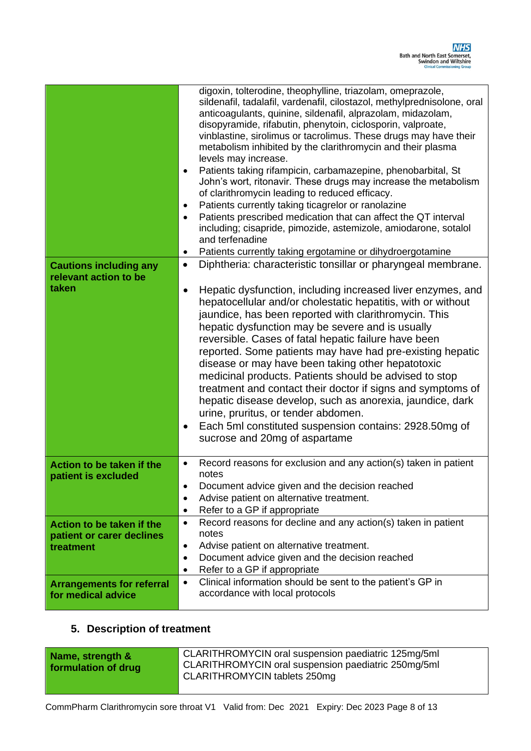| | |
|---|---|
| | digoxin, tolterodine, theophylline, triazolam, omeprazole, sildenafil, tadalafil, vardenafil, cilostazol, methylprednisolone, oral anticoagulants, quinine, sildenafil, alprazolam, midazolam, disopyramide, rifabutin, phenytoin, ciclosporin, valproate, vinblastine, sirolimus or tacrolimus. These drugs may have their metabolism inhibited by the clarithromycin and their plasma levels may increase.<br>• Patients taking rifampicin, carbamazepine, phenobarbital, St John's wort, ritonavir. These drugs may increase the metabolism of clarithromycin leading to reduced efficacy.<br>• Patients currently taking ticagrelor or ranolazine<br>• Patients prescribed medication that can affect the QT interval including; cisapride, pimozide, astemizole, amiodarone, sotalol and terfenadine<br>• Patients currently taking ergotamine or dihydroergotamine |
| **Cautions including any relevant action to be taken** | • Diphtheria: characteristic tonsillar or pharyngeal membrane.<br>• Hepatic dysfunction, including increased liver enzymes, and hepatocellular and/or cholestatic hepatitis, with or without jaundice, has been reported with clarithromycin. This hepatic dysfunction may be severe and is usually reversible. Cases of fatal hepatic failure have been reported. Some patients may have had pre-existing hepatic disease or may have been taking other hepatotoxic medicinal products. Patients should be advised to stop treatment and contact their doctor if signs and symptoms of hepatic disease develop, such as anorexia, jaundice, dark urine, pruritus, or tender abdomen.<br>• Each 5ml constituted suspension contains: 2928.50mg of sucrose and 20mg of aspartame |
| **Action to be taken if the patient is excluded** | • Record reasons for exclusion and any action(s) taken in patient notes<br>• Document advice given and the decision reached<br>• Advise patient on alternative treatment.<br>• Refer to a GP if appropriate |
| **Action to be taken if the patient or carer declines treatment** | • Record reasons for decline and any action(s) taken in patient notes<br>• Advise patient on alternative treatment.<br>• Document advice given and the decision reached<br>• Refer to a GP if appropriate |
| **Arrangements for referral for medical advice** | • Clinical information should be sent to the patient's GP in accordance with local protocols |

## 5. Description of treatment

| | |
|---|---|
| **Name, strength & formulation of drug** | CLARITHROMYCIN oral suspension paediatric 125mg/5ml<br>CLARITHROMYCIN oral suspension paediatric 250mg/5ml<br>CLARITHROMYCIN tablets 250mg |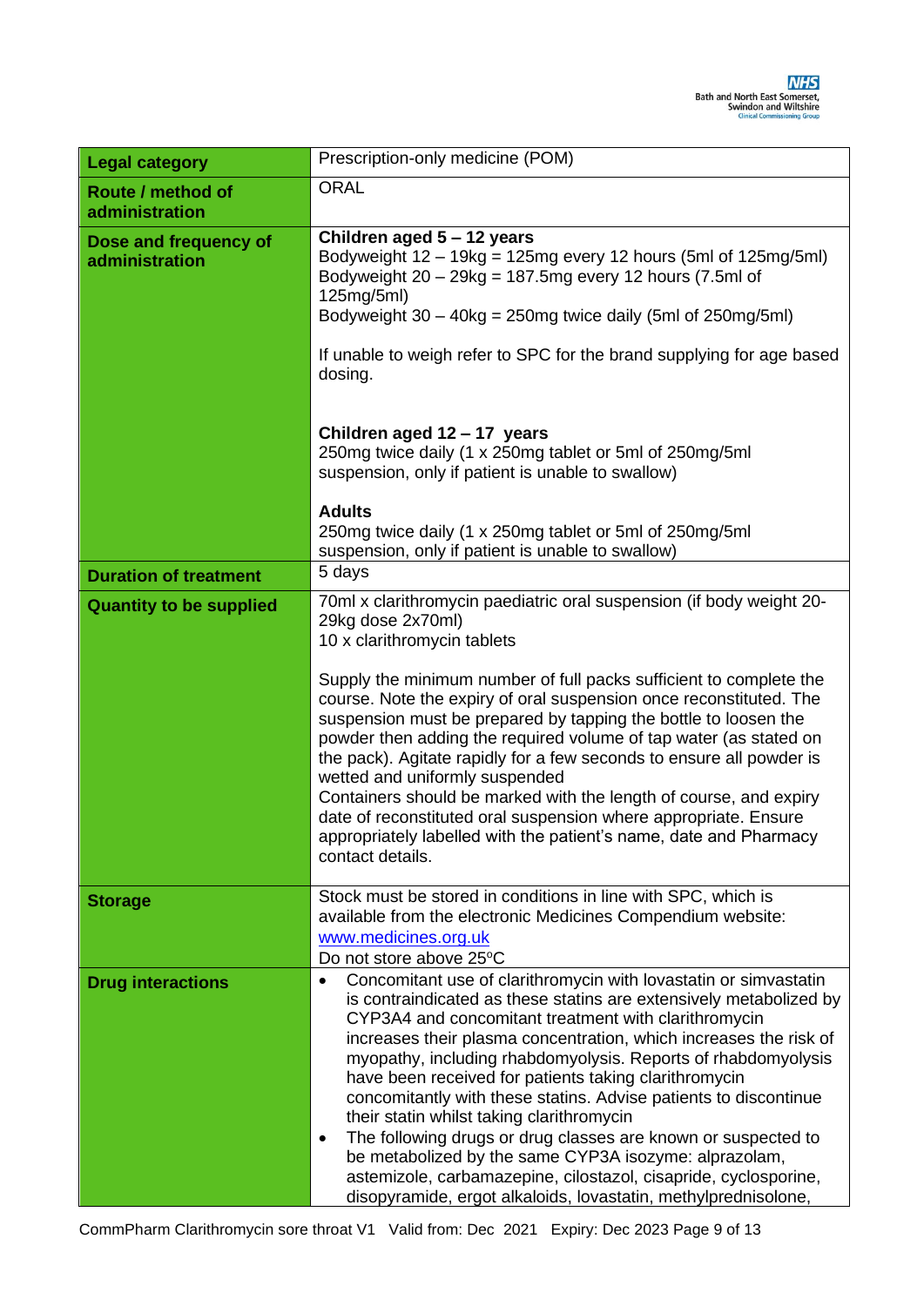| Legal category | Prescription-only medicine (POM) |
|---|---|
| **Route / method of administration** | ORAL |
| **Dose and frequency of administration** | **Children aged 5 – 12 years**<br>Bodyweight 12 – 19kg = 125mg every 12 hours (5ml of 125mg/5ml)<br>Bodyweight 20 – 29kg = 187.5mg every 12 hours (7.5ml of 125mg/5ml)<br>Bodyweight 30 – 40kg = 250mg twice daily (5ml of 250mg/5ml)<br><br>If unable to weigh refer to SPC for the brand supplying for age based dosing.<br><br>**Children aged 12 – 17 years**<br>250mg twice daily (1 x 250mg tablet or 5ml of 250mg/5ml suspension, only if patient is unable to swallow)<br><br>**Adults**<br>250mg twice daily (1 x 250mg tablet or 5ml of 250mg/5ml suspension, only if patient is unable to swallow) |
| **Duration of treatment** | 5 days |
| **Quantity to be supplied** | 70ml x clarithromycin paediatric oral suspension (if body weight 20-29kg dose 2x70ml)<br>10 x clarithromycin tablets<br><br>Supply the minimum number of full packs sufficient to complete the course. Note the expiry of oral suspension once reconstituted. The suspension must be prepared by tapping the bottle to loosen the powder then adding the required volume of tap water (as stated on the pack). Agitate rapidly for a few seconds to ensure all powder is wetted and uniformly suspended<br>Containers should be marked with the length of course, and expiry date of reconstituted oral suspension where appropriate. Ensure appropriately labelled with the patient's name, date and Pharmacy contact details. |
| **Storage** | Stock must be stored in conditions in line with SPC, which is available from the electronic Medicines Compendium website: www.medicines.org.uk<br>Do not store above 25°C |
| **Drug interactions** | • Concomitant use of clarithromycin with lovastatin or simvastatin is contraindicated as these statins are extensively metabolized by CYP3A4 and concomitant treatment with clarithromycin increases their plasma concentration, which increases the risk of myopathy, including rhabdomyolysis. Reports of rhabdomyolysis have been received for patients taking clarithromycin concomitantly with these statins. Advise patients to discontinue their statin whilst taking clarithromycin<br>• The following drugs or drug classes are known or suspected to be metabolized by the same CYP3A isozyme: alprazolam, astemizole, carbamazepine, cilostazol, cisapride, cyclosporine, disopyramide, ergot alkaloids, lovastatin, methylprednisolone, |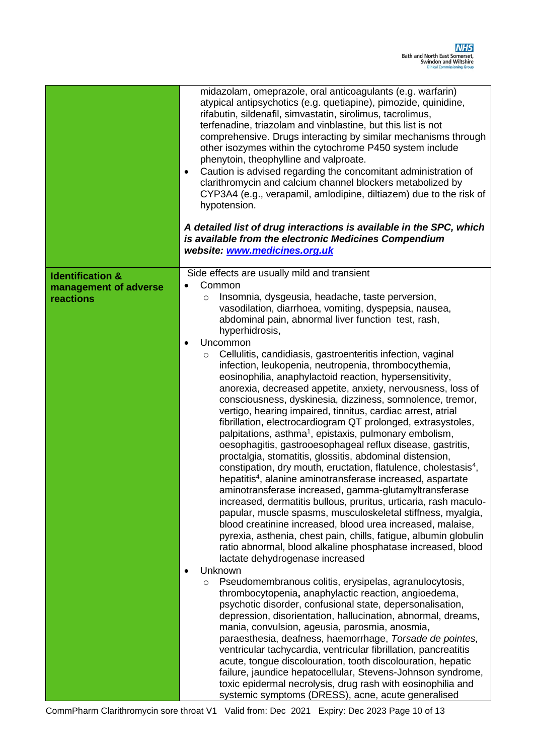| | |
|---|---|
| | midazolam, omeprazole, oral anticoagulants (e.g. warfarin) atypical antipsychotics (e.g. quetiapine), pimozide, quinidine, rifabutin, sildenafil, simvastatin, sirolimus, tacrolimus, terfenadine, triazolam and vinblastine, but this list is not comprehensive. Drugs interacting by similar mechanisms through other isozymes within the cytochrome P450 system include phenytoin, theophylline and valproate.<br>• Caution is advised regarding the concomitant administration of clarithromycin and calcium channel blockers metabolized by CYP3A4 (e.g., verapamil, amlodipine, diltiazem) due to the risk of hypotension.<br><br>***A detailed list of drug interactions is available in the SPC, which is available from the electronic Medicines Compendium website: [www.medicines.org.uk](http://www.medicines.org.uk)*** |
| **Identification & management of adverse reactions** | Side effects are usually mild and transient<br>• Common<br>  ○ Insomnia, dysgeusia, headache, taste perversion, vasodilation, diarrhoea, vomiting, dyspepsia, nausea, abdominal pain, abnormal liver function test, rash, hyperhidrosis,<br>• Uncommon<br>  ○ Cellulitis, candidiasis, gastroenteritis infection, vaginal infection, leukopenia, neutropenia, thrombocythemia, eosinophilia, anaphylactoid reaction, hypersensitivity, anorexia, decreased appetite, anxiety, nervousness, loss of consciousness, dyskinesia, dizziness, somnolence, tremor, vertigo, hearing impaired, tinnitus, cardiac arrest, atrial fibrillation, electrocardiogram QT prolonged, extrasystoles, palpitations, asthma[1], epistaxis, pulmonary embolism, oesophagitis, gastrooesophageal reflux disease, gastritis, proctalgia, stomatitis, glossitis, abdominal distension, constipation, dry mouth, eructation, flatulence, cholestasis[4], hepatitis[4], alanine aminotransferase increased, aspartate aminotransferase increased, gamma-glutamyltransferase increased, dermatitis bullous, pruritus, urticaria, rash maculo-papular, muscle spasms, musculoskeletal stiffness, myalgia, blood creatinine increased, blood urea increased, malaise, pyrexia, asthenia, chest pain, chills, fatigue, albumin globulin ratio abnormal, blood alkaline phosphatase increased, blood lactate dehydrogenase increased<br>• Unknown<br>  ○ Pseudomembranous colitis, erysipelas, agranulocytosis, thrombocytopenia**,** anaphylactic reaction, angioedema, psychotic disorder, confusional state, depersonalisation, depression, disorientation, hallucination, abnormal, dreams, mania, convulsion, ageusia, parosmia, anosmia, paraesthesia, deafness, haemorrhage, *Torsade de pointes,* ventricular tachycardia, ventricular fibrillation, pancreatitis acute, tongue discolouration, tooth discolouration, hepatic failure, jaundice hepatocellular, Stevens-Johnson syndrome, toxic epidermal necrolysis, drug rash with eosinophilia and systemic symptoms (DRESS), acne, acute generalised |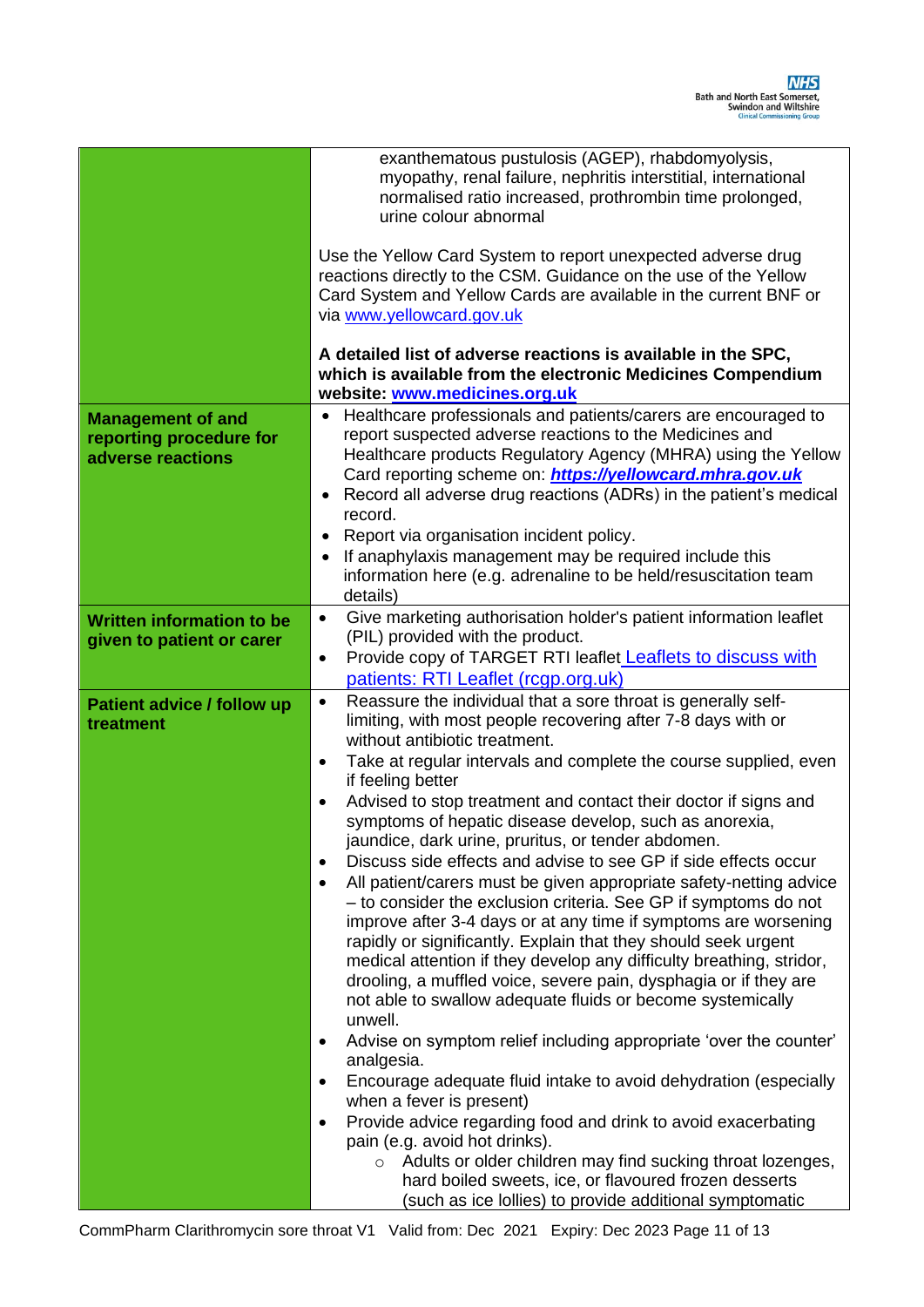| | |
|---|---|
| | exanthematous pustulosis (AGEP), rhabdomyolysis, myopathy, renal failure, nephritis interstitial, international normalised ratio increased, prothrombin time prolonged, urine colour abnormal<br><br>Use the Yellow Card System to report unexpected adverse drug reactions directly to the CSM. Guidance on the use of the Yellow Card System and Yellow Cards are available in the current BNF or via [www.yellowcard.gov.uk](www.yellowcard.gov.uk)<br><br>**A detailed list of adverse reactions is available in the SPC, which is available from the electronic Medicines Compendium website: [www.medicines.org.uk](www.medicines.org.uk)** |
| **Management of and reporting procedure for adverse reactions** | • Healthcare professionals and patients/carers are encouraged to report suspected adverse reactions to the Medicines and Healthcare products Regulatory Agency (MHRA) using the Yellow Card reporting scheme on: ***[https://yellowcard.mhra.gov.uk](https://yellowcard.mhra.gov.uk)***<br>• Record all adverse drug reactions (ADRs) in the patient's medical record.<br>• Report via organisation incident policy.<br>• If anaphylaxis management may be required include this information here (e.g. adrenaline to be held/resuscitation team details) |
| **Written information to be given to patient or carer** | • Give marketing authorisation holder's patient information leaflet (PIL) provided with the product.<br>• Provide copy of TARGET RTI leaflet [Leaflets to discuss with patients: RTI Leaflet (rcgp.org.uk)]() |
| **Patient advice / follow up treatment** | • Reassure the individual that a sore throat is generally self-limiting, with most people recovering after 7-8 days with or without antibiotic treatment.<br>• Take at regular intervals and complete the course supplied, even if feeling better<br>• Advised to stop treatment and contact their doctor if signs and symptoms of hepatic disease develop, such as anorexia, jaundice, dark urine, pruritus, or tender abdomen.<br>• Discuss side effects and advise to see GP if side effects occur<br>• All patient/carers must be given appropriate safety-netting advice – to consider the exclusion criteria. See GP if symptoms do not improve after 3-4 days or at any time if symptoms are worsening rapidly or significantly. Explain that they should seek urgent medical attention if they develop any difficulty breathing, stridor, drooling, a muffled voice, severe pain, dysphagia or if they are not able to swallow adequate fluids or become systemically unwell.<br>• Advise on symptom relief including appropriate 'over the counter' analgesia.<br>• Encourage adequate fluid intake to avoid dehydration (especially when a fever is present)<br>• Provide advice regarding food and drink to avoid exacerbating pain (e.g. avoid hot drinks).<br>&nbsp;&nbsp;&nbsp;&nbsp;○ Adults or older children may find sucking throat lozenges, hard boiled sweets, ice, or flavoured frozen desserts (such as ice lollies) to provide additional symptomatic |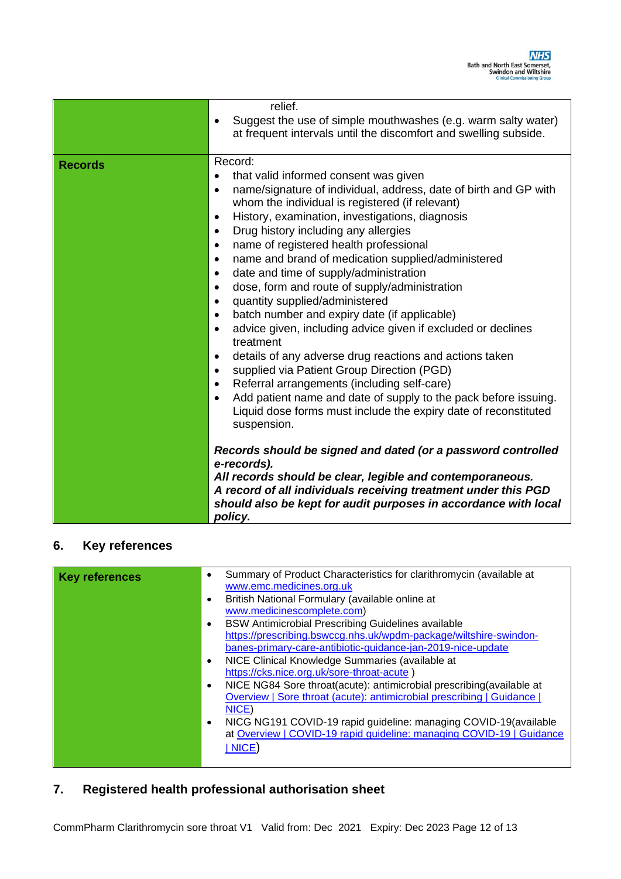| | |
|---|---|
| | relief.<br>• Suggest the use of simple mouthwashes (e.g. warm salty water) at frequent intervals until the discomfort and swelling subside. |
| **Records** | Record:<br>• that valid informed consent was given<br>• name/signature of individual, address, date of birth and GP with whom the individual is registered (if relevant)<br>• History, examination, investigations, diagnosis<br>• Drug history including any allergies<br>• name of registered health professional<br>• name and brand of medication supplied/administered<br>• date and time of supply/administration<br>• dose, form and route of supply/administration<br>• quantity supplied/administered<br>• batch number and expiry date (if applicable)<br>• advice given, including advice given if excluded or declines treatment<br>• details of any adverse drug reactions and actions taken<br>• supplied via Patient Group Direction (PGD)<br>• Referral arrangements (including self-care)<br>• Add patient name and date of supply to the pack before issuing. Liquid dose forms must include the expiry date of reconstituted suspension.<br><br>***Records should be signed and dated (or a password controlled e-records).***<br>***All records should be clear, legible and contemporaneous.***<br>***A record of all individuals receiving treatment under this PGD should also be kept for audit purposes in accordance with local policy.*** |

## 6. Key references

| | |
|---|---|
| **Key references** | • Summary of Product Characteristics for clarithromycin (available at www.emc.medicines.org.uk<br>• British National Formulary (available online at www.medicinescomplete.com)<br>• BSW Antimicrobial Prescribing Guidelines available https://prescribing.bswccg.nhs.uk/wpdm-package/wiltshire-swindon-banes-primary-care-antibiotic-guidance-jan-2019-nice-update<br>• NICE Clinical Knowledge Summaries (available at https://cks.nice.org.uk/sore-throat-acute )<br>• NICE NG84 Sore throat(acute): antimicrobial prescribing(available at Overview \| Sore throat (acute): antimicrobial prescribing \| Guidance \| NICE)<br>• NICG NG191 COVID-19 rapid guideline: managing COVID-19(available at Overview \| COVID-19 rapid guideline: managing COVID-19 \| Guidance \| NICE) |

## 7. Registered health professional authorisation sheet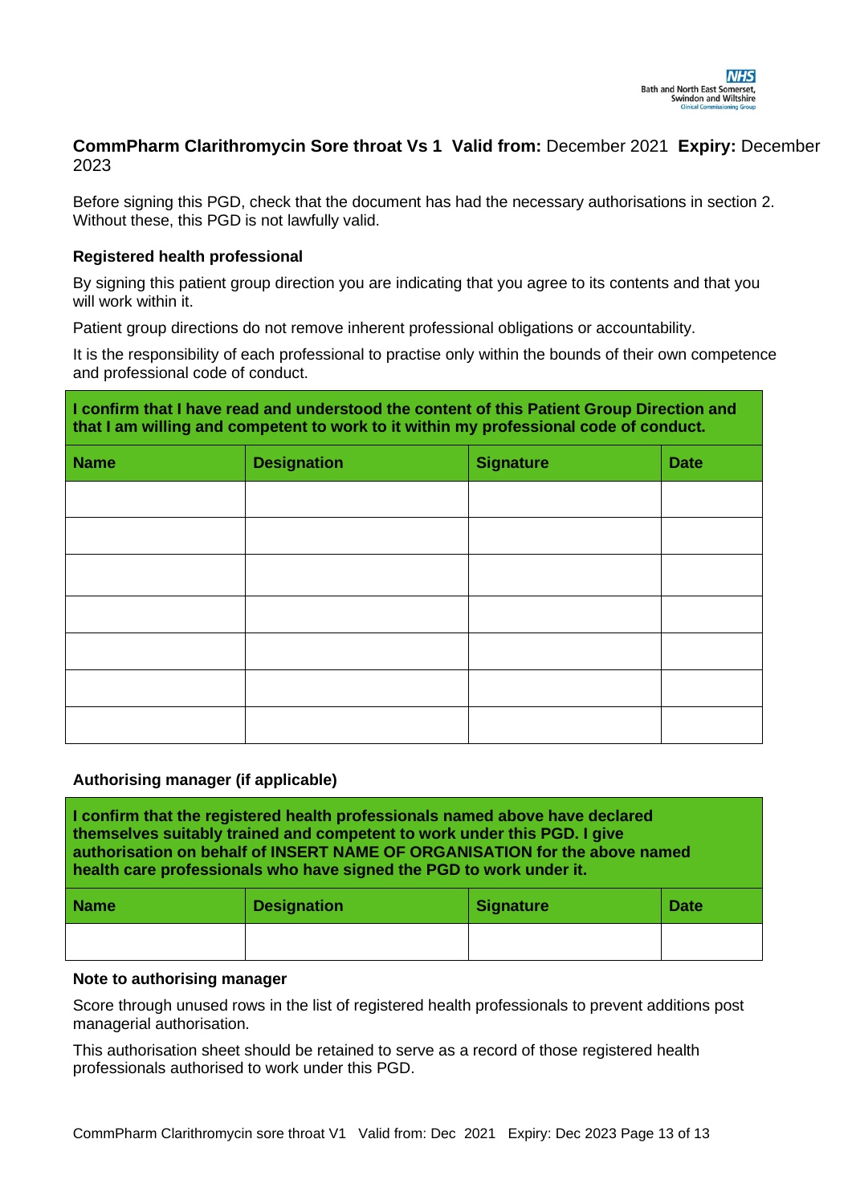**CommPharm Clarithromycin Sore throat Vs 1 Valid from:** December 2021 **Expiry:** December 2023

Before signing this PGD, check that the document has had the necessary authorisations in section 2. Without these, this PGD is not lawfully valid.

### Registered health professional

By signing this patient group direction you are indicating that you agree to its contents and that you will work within it.

Patient group directions do not remove inherent professional obligations or accountability.

It is the responsibility of each professional to practise only within the bounds of their own competence and professional code of conduct.

**I confirm that I have read and understood the content of this Patient Group Direction and that I am willing and competent to work to it within my professional code of conduct.**

| Name | Designation | Signature | Date |
|---|---|---|---|
| | | | |
| | | | |
| | | | |
| | | | |
| | | | |
| | | | |
| | | | |

### Authorising manager (if applicable)

**I confirm that the registered health professionals named above have declared themselves suitably trained and competent to work under this PGD. I give authorisation on behalf of INSERT NAME OF ORGANISATION for the above named health care professionals who have signed the PGD to work under it.**

| Name | Designation | Signature | Date |
|---|---|---|---|
| | | | |

### Note to authorising manager

Score through unused rows in the list of registered health professionals to prevent additions post managerial authorisation.

This authorisation sheet should be retained to serve as a record of those registered health professionals authorised to work under this PGD.